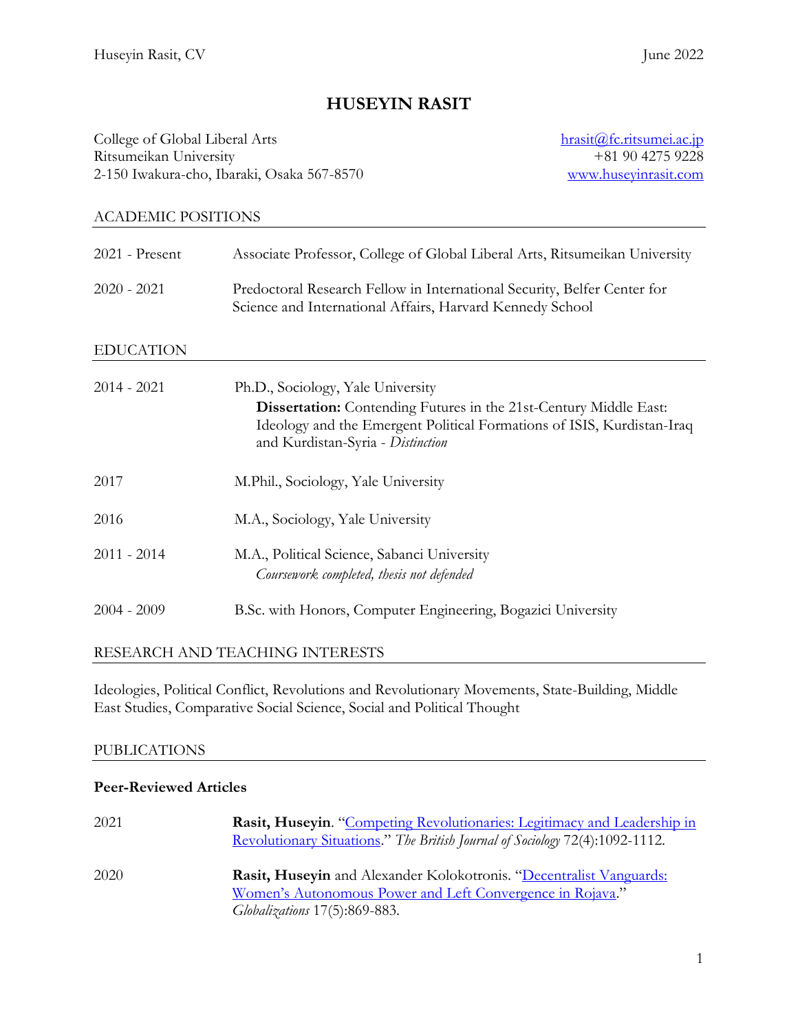# HUSEYIN RASIT

College of Global Liberal Arts
Ritsumeikan University
2-150 Iwakura-cho, Ibaraki, Osaka 567-8570

hrasit@fc.ritsumei.ac.jp
+81 90 4275 9228
www.huseyinrasit.com

## ACADEMIC POSITIONS

2021 - Present — Associate Professor, College of Global Liberal Arts, Ritsumeikan University

2020 - 2021 — Predoctoral Research Fellow in International Security, Belfer Center for Science and International Affairs, Harvard Kennedy School

## EDUCATION

2014 - 2021 — Ph.D., Sociology, Yale University
**Dissertation:** Contending Futures in the 21st-Century Middle East: Ideology and the Emergent Political Formations of ISIS, Kurdistan-Iraq and Kurdistan-Syria - *Distinction*

2017 — M.Phil., Sociology, Yale University

2016 — M.A., Sociology, Yale University

2011 - 2014 — M.A., Political Science, Sabanci University
*Coursework completed, thesis not defended*

2004 - 2009 — B.Sc. with Honors, Computer Engineering, Bogazici University

## RESEARCH AND TEACHING INTERESTS

Ideologies, Political Conflict, Revolutions and Revolutionary Movements, State-Building, Middle East Studies, Comparative Social Science, Social and Political Thought

## PUBLICATIONS

### Peer-Reviewed Articles

2021 — **Rasit, Huseyin**. "Competing Revolutionaries: Legitimacy and Leadership in Revolutionary Situations." *The British Journal of Sociology* 72(4):1092-1112.

2020 — **Rasit, Huseyin** and Alexander Kolokotronis. "Decentralist Vanguards: Women's Autonomous Power and Left Convergence in Rojava." *Globalizations* 17(5):869-883.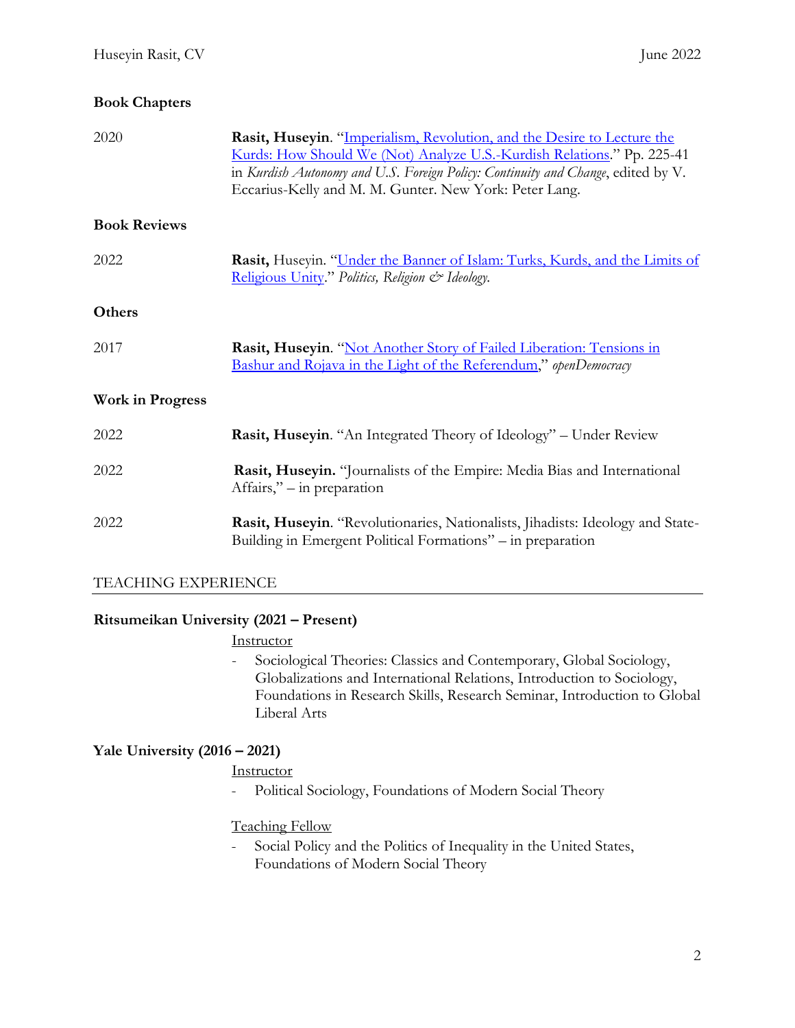### Book Chapters

2020 **Rasit, Huseyin**. "Imperialism, Revolution, and the Desire to Lecture the Kurds: How Should We (Not) Analyze U.S.-Kurdish Relations." Pp. 225-41 in *Kurdish Autonomy and U.S. Foreign Policy: Continuity and Change*, edited by V. Eccarius-Kelly and M. M. Gunter. New York: Peter Lang.

### Book Reviews

2022 **Rasit,** Huseyin. "Under the Banner of Islam: Turks, Kurds, and the Limits of Religious Unity." *Politics, Religion & Ideology.*

### Others

2017 **Rasit, Huseyin**. "Not Another Story of Failed Liberation: Tensions in Bashur and Rojava in the Light of the Referendum," *openDemocracy*

### Work in Progress

2022 **Rasit, Huseyin**. "An Integrated Theory of Ideology" – Under Review

2022 **Rasit, Huseyin.** "Journalists of the Empire: Media Bias and International Affairs," – in preparation

2022 **Rasit, Huseyin**. "Revolutionaries, Nationalists, Jihadists: Ideology and State-Building in Emergent Political Formations" – in preparation

## TEACHING EXPERIENCE

**Ritsumeikan University (2021 – Present)**

Instructor

- Sociological Theories: Classics and Contemporary, Global Sociology, Globalizations and International Relations, Introduction to Sociology, Foundations in Research Skills, Research Seminar, Introduction to Global Liberal Arts

**Yale University (2016 – 2021)**

Instructor

- Political Sociology, Foundations of Modern Social Theory

Teaching Fellow

- Social Policy and the Politics of Inequality in the United States, Foundations of Modern Social Theory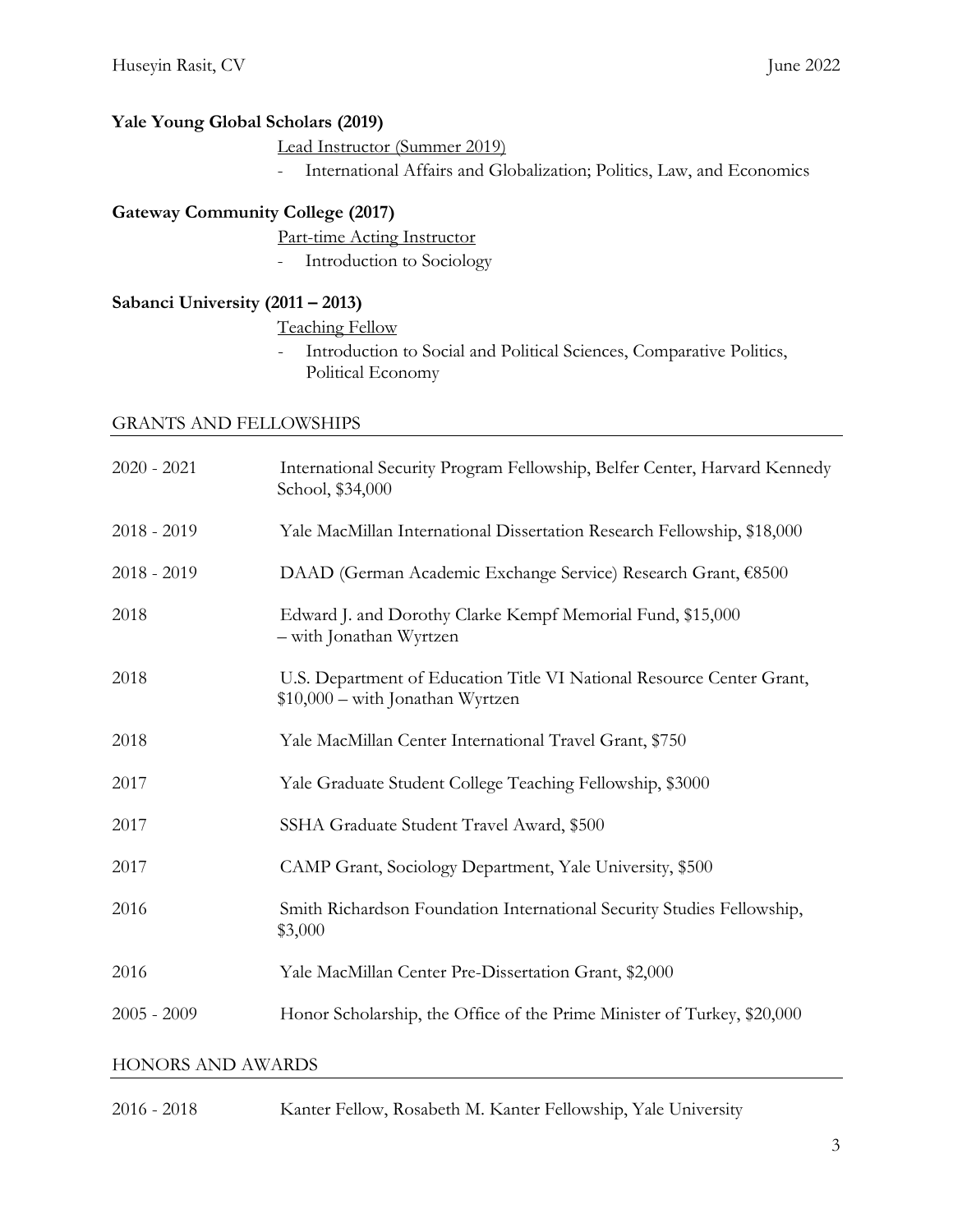**Yale Young Global Scholars (2019)**

<u>Lead Instructor (Summer 2019)</u>

- International Affairs and Globalization; Politics, Law, and Economics

**Gateway Community College (2017)**

<u>Part-time Acting Instructor</u>

- Introduction to Sociology

**Sabanci University (2011 – 2013)**

<u>Teaching Fellow</u>

- Introduction to Social and Political Sciences, Comparative Politics, Political Economy

## GRANTS AND FELLOWSHIPS

| | |
|---|---|
| 2020 - 2021 | International Security Program Fellowship, Belfer Center, Harvard Kennedy School, $34,000 |
| 2018 - 2019 | Yale MacMillan International Dissertation Research Fellowship, $18,000 |
| 2018 - 2019 | DAAD (German Academic Exchange Service) Research Grant, €8500 |
| 2018 | Edward J. and Dorothy Clarke Kempf Memorial Fund, $15,000 – with Jonathan Wyrtzen |
| 2018 | U.S. Department of Education Title VI National Resource Center Grant, $10,000 – with Jonathan Wyrtzen |
| 2018 | Yale MacMillan Center International Travel Grant, $750 |
| 2017 | Yale Graduate Student College Teaching Fellowship, $3000 |
| 2017 | SSHA Graduate Student Travel Award, $500 |
| 2017 | CAMP Grant, Sociology Department, Yale University, $500 |
| 2016 | Smith Richardson Foundation International Security Studies Fellowship, $3,000 |
| 2016 | Yale MacMillan Center Pre-Dissertation Grant, $2,000 |
| 2005 - 2009 | Honor Scholarship, the Office of the Prime Minister of Turkey, $20,000 |

## HONORS AND AWARDS

| | |
|---|---|
| 2016 - 2018 | Kanter Fellow, Rosabeth M. Kanter Fellowship, Yale University |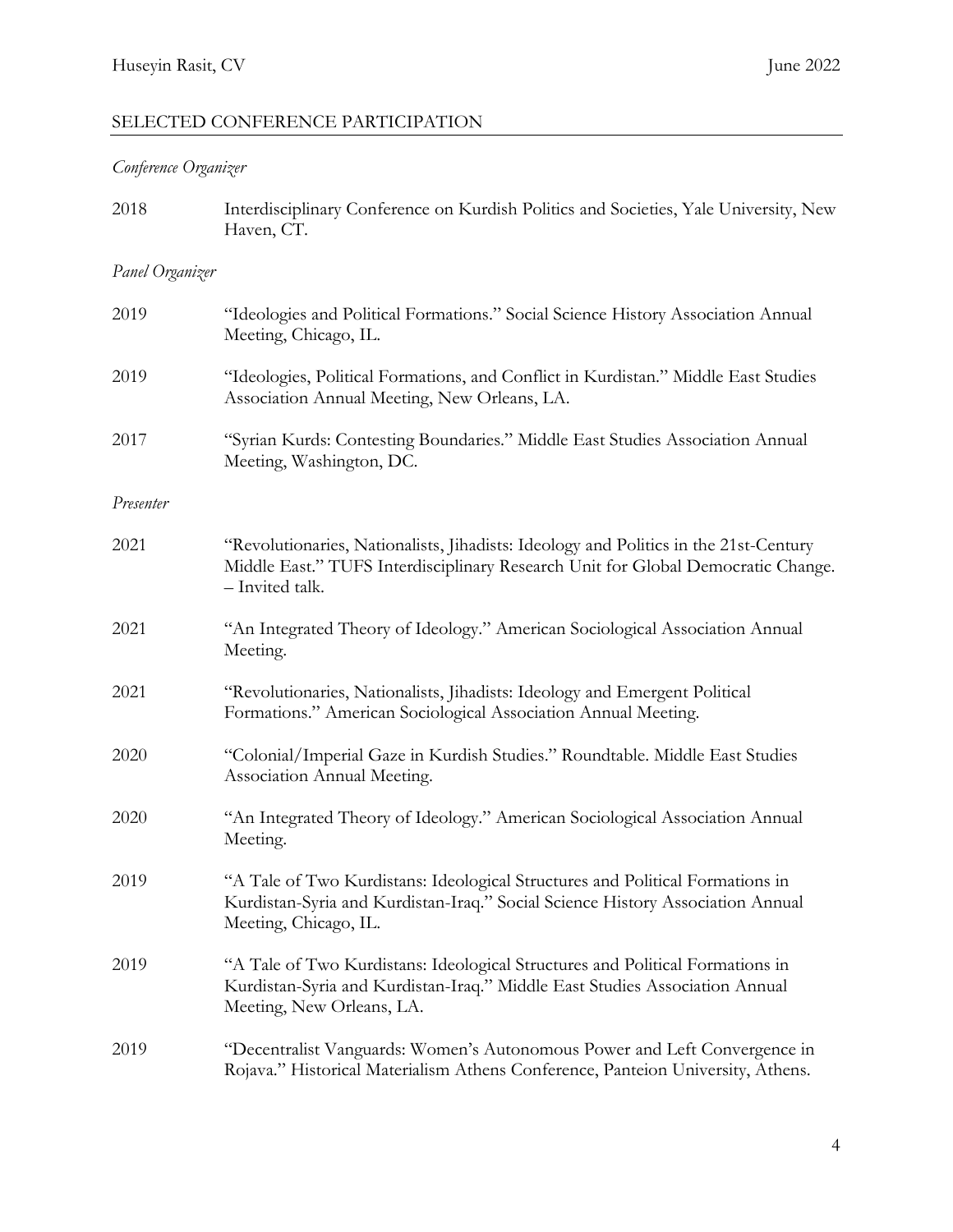## SELECTED CONFERENCE PARTICIPATION

*Conference Organizer*

2018 Interdisciplinary Conference on Kurdish Politics and Societies, Yale University, New Haven, CT.

*Panel Organizer*

2019 "Ideologies and Political Formations." Social Science History Association Annual Meeting, Chicago, IL.

2019 "Ideologies, Political Formations, and Conflict in Kurdistan." Middle East Studies Association Annual Meeting, New Orleans, LA.

2017 "Syrian Kurds: Contesting Boundaries." Middle East Studies Association Annual Meeting, Washington, DC.

*Presenter*

2021 "Revolutionaries, Nationalists, Jihadists: Ideology and Politics in the 21st-Century Middle East." TUFS Interdisciplinary Research Unit for Global Democratic Change. – Invited talk.

2021 "An Integrated Theory of Ideology." American Sociological Association Annual Meeting.

2021 "Revolutionaries, Nationalists, Jihadists: Ideology and Emergent Political Formations." American Sociological Association Annual Meeting.

2020 "Colonial/Imperial Gaze in Kurdish Studies." Roundtable. Middle East Studies Association Annual Meeting.

2020 "An Integrated Theory of Ideology." American Sociological Association Annual Meeting.

2019 "A Tale of Two Kurdistans: Ideological Structures and Political Formations in Kurdistan-Syria and Kurdistan-Iraq." Social Science History Association Annual Meeting, Chicago, IL.

2019 "A Tale of Two Kurdistans: Ideological Structures and Political Formations in Kurdistan-Syria and Kurdistan-Iraq." Middle East Studies Association Annual Meeting, New Orleans, LA.

2019 "Decentralist Vanguards: Women's Autonomous Power and Left Convergence in Rojava." Historical Materialism Athens Conference, Panteion University, Athens.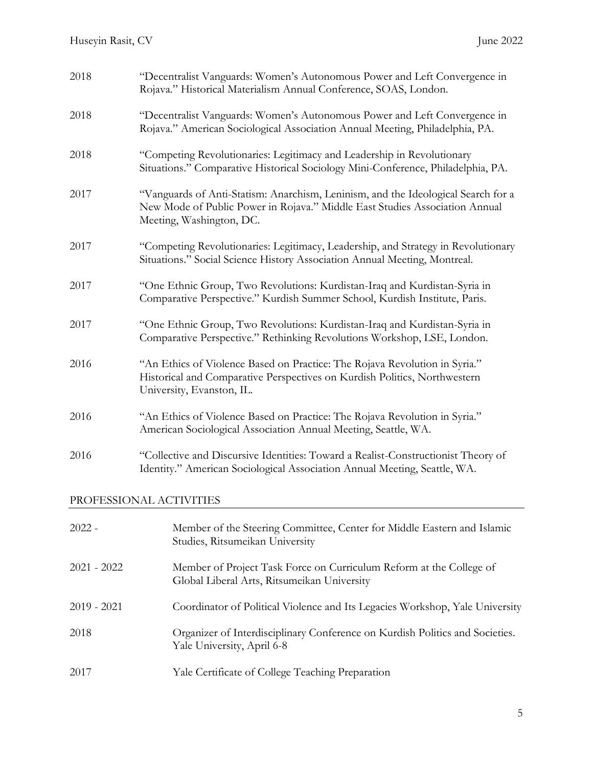2018 "Decentralist Vanguards: Women's Autonomous Power and Left Convergence in Rojava." Historical Materialism Annual Conference, SOAS, London.

2018 "Decentralist Vanguards: Women's Autonomous Power and Left Convergence in Rojava." American Sociological Association Annual Meeting, Philadelphia, PA.

2018 "Competing Revolutionaries: Legitimacy and Leadership in Revolutionary Situations." Comparative Historical Sociology Mini-Conference, Philadelphia, PA.

2017 "Vanguards of Anti-Statism: Anarchism, Leninism, and the Ideological Search for a New Mode of Public Power in Rojava." Middle East Studies Association Annual Meeting, Washington, DC.

2017 "Competing Revolutionaries: Legitimacy, Leadership, and Strategy in Revolutionary Situations." Social Science History Association Annual Meeting, Montreal.

2017 "One Ethnic Group, Two Revolutions: Kurdistan-Iraq and Kurdistan-Syria in Comparative Perspective." Kurdish Summer School, Kurdish Institute, Paris.

2017 "One Ethnic Group, Two Revolutions: Kurdistan-Iraq and Kurdistan-Syria in Comparative Perspective." Rethinking Revolutions Workshop, LSE, London.

2016 "An Ethics of Violence Based on Practice: The Rojava Revolution in Syria." Historical and Comparative Perspectives on Kurdish Politics, Northwestern University, Evanston, IL.

2016 "An Ethics of Violence Based on Practice: The Rojava Revolution in Syria." American Sociological Association Annual Meeting, Seattle, WA.

2016 "Collective and Discursive Identities: Toward a Realist-Constructionist Theory of Identity." American Sociological Association Annual Meeting, Seattle, WA.

## PROFESSIONAL ACTIVITIES

2022 - Member of the Steering Committee, Center for Middle Eastern and Islamic Studies, Ritsumeikan University

2021 - 2022 Member of Project Task Force on Curriculum Reform at the College of Global Liberal Arts, Ritsumeikan University

2019 - 2021 Coordinator of Political Violence and Its Legacies Workshop, Yale University

2018 Organizer of Interdisciplinary Conference on Kurdish Politics and Societies. Yale University, April 6-8

2017 Yale Certificate of College Teaching Preparation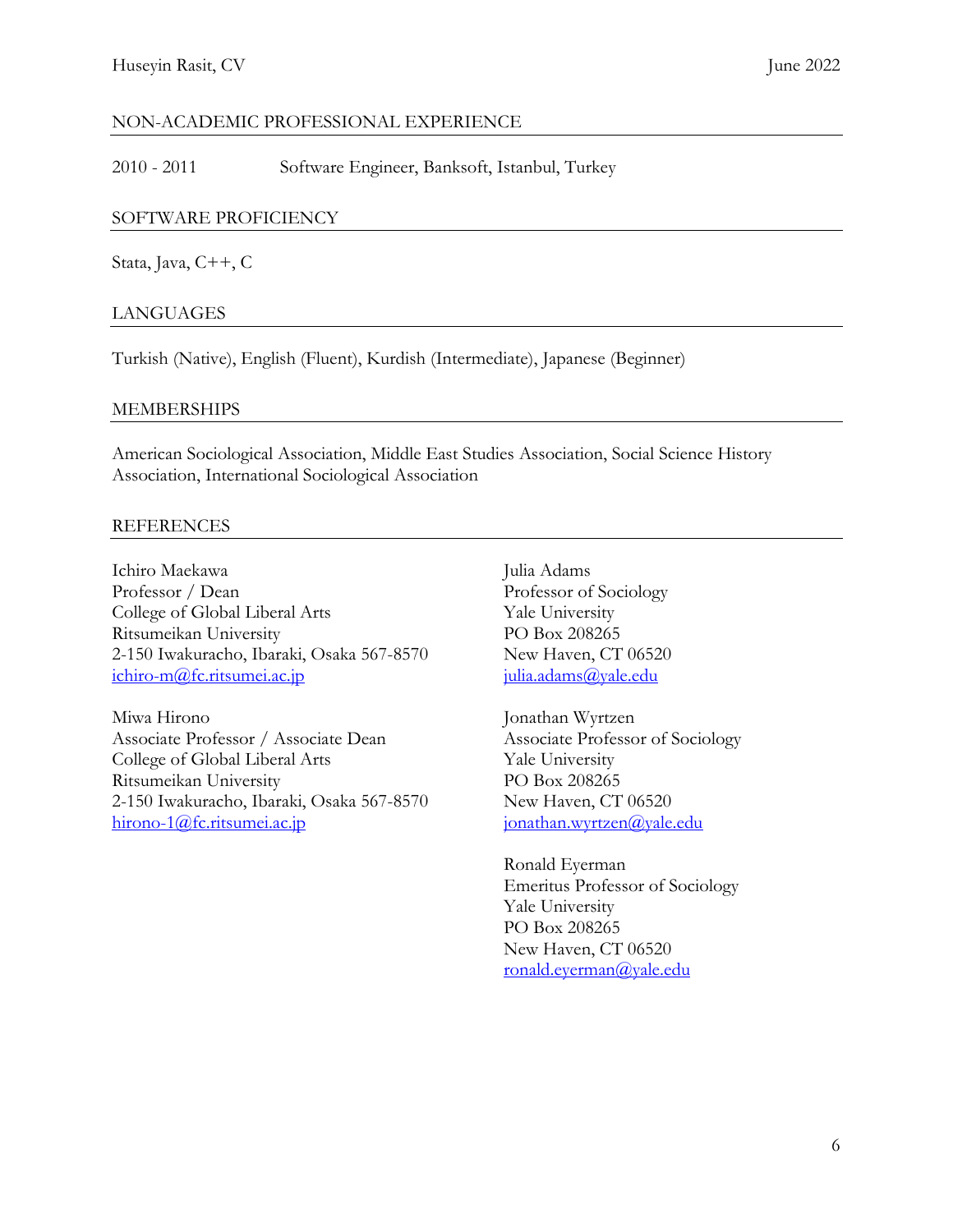## NON-ACADEMIC PROFESSIONAL EXPERIENCE

2010 - 2011 Software Engineer, Banksoft, Istanbul, Turkey

## SOFTWARE PROFICIENCY

Stata, Java, C++, C

## LANGUAGES

Turkish (Native), English (Fluent), Kurdish (Intermediate), Japanese (Beginner)

## MEMBERSHIPS

American Sociological Association, Middle East Studies Association, Social Science History Association, International Sociological Association

## REFERENCES

Ichiro Maekawa
Professor / Dean
College of Global Liberal Arts
Ritsumeikan University
2-150 Iwakuracho, Ibaraki, Osaka 567-8570
ichiro-m@fc.ritsumei.ac.jp

Miwa Hirono
Associate Professor / Associate Dean
College of Global Liberal Arts
Ritsumeikan University
2-150 Iwakuracho, Ibaraki, Osaka 567-8570
hirono-1@fc.ritsumei.ac.jp

Julia Adams
Professor of Sociology
Yale University
PO Box 208265
New Haven, CT 06520
julia.adams@yale.edu

Jonathan Wyrtzen
Associate Professor of Sociology
Yale University
PO Box 208265
New Haven, CT 06520
jonathan.wyrtzen@yale.edu

Ronald Eyerman
Emeritus Professor of Sociology
Yale University
PO Box 208265
New Haven, CT 06520
ronald.eyerman@yale.edu